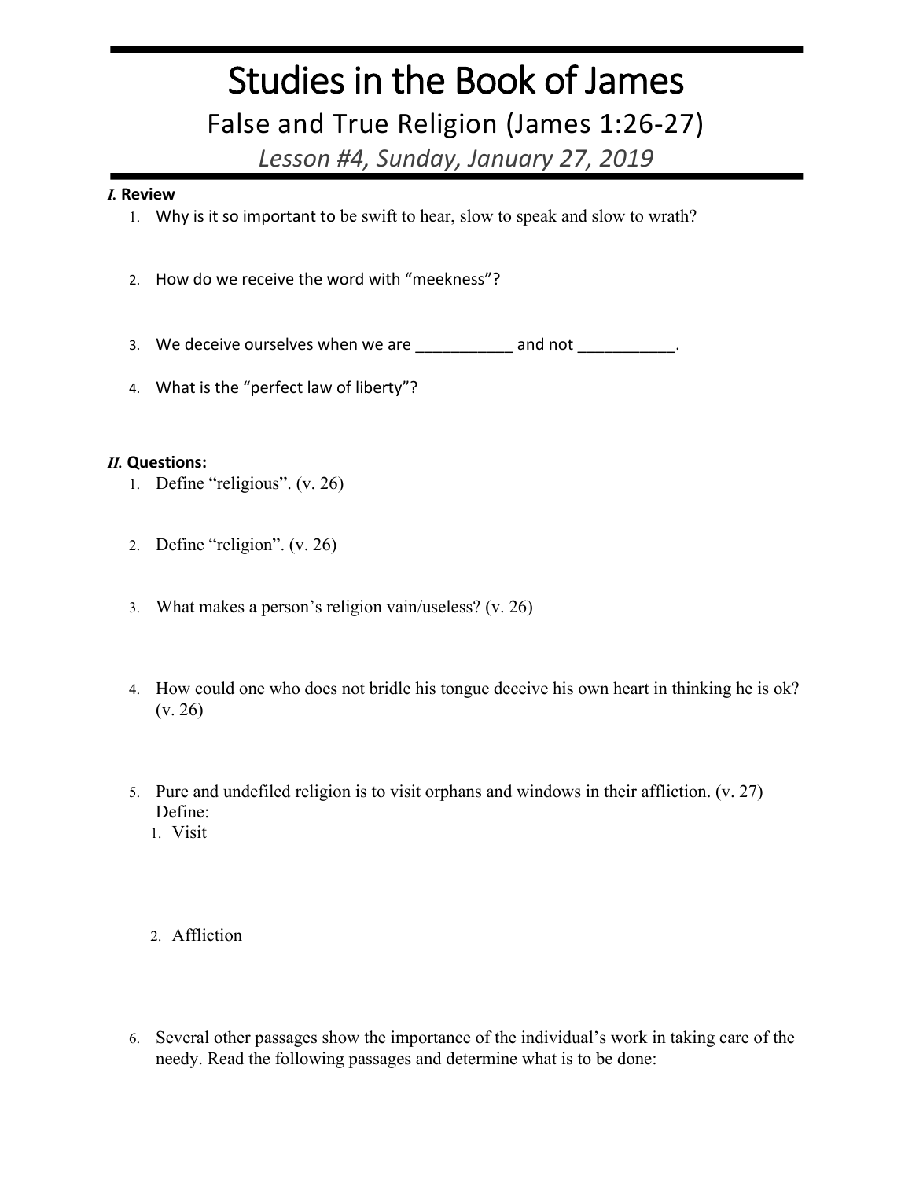# Studies in the Book of James

## False and True Religion (James 1:26-27)

*Lesson #4, Sunday, January 27, 2019*

***I.* Review**

1. Why is it so important to be swift to hear, slow to speak and slow to wrath?
2. How do we receive the word with "meekness"?
3. We deceive ourselves when we are ___________ and not ___________.
4. What is the "perfect law of liberty"?

***II.* Questions:**

1. Define "religious". (v. 26)
2. Define "religion". (v. 26)
3. What makes a person's religion vain/useless? (v. 26)
4. How could one who does not bridle his tongue deceive his own heart in thinking he is ok? (v. 26)
5. Pure and undefiled religion is to visit orphans and windows in their affliction. (v. 27) Define:
   1. Visit
   2. Affliction
6. Several other passages show the importance of the individual's work in taking care of the needy. Read the following passages and determine what is to be done: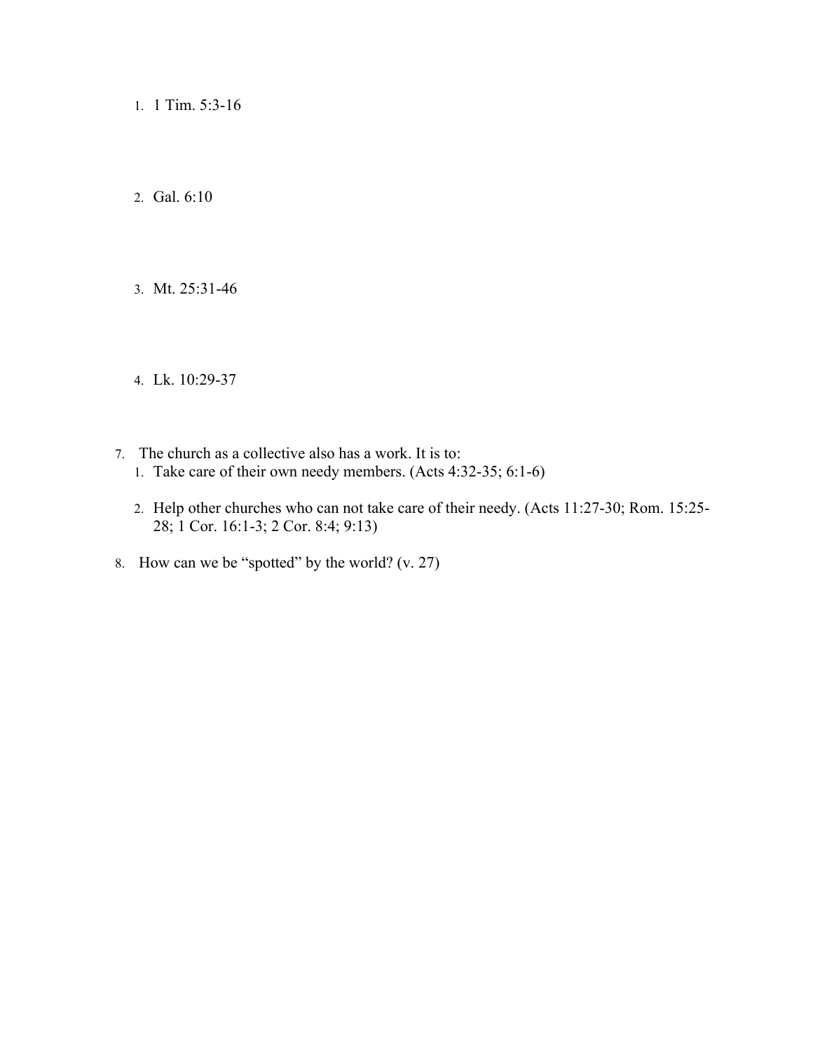1. 1 Tim. 5:3-16

2. Gal. 6:10

3. Mt. 25:31-46

4. Lk. 10:29-37

7. The church as a collective also has a work. It is to:
    1. Take care of their own needy members. (Acts 4:32-35; 6:1-6)
    2. Help other churches who can not take care of their needy. (Acts 11:27-30; Rom. 15:25-28; 1 Cor. 16:1-3; 2 Cor. 8:4; 9:13)

8. How can we be "spotted" by the world? (v. 27)